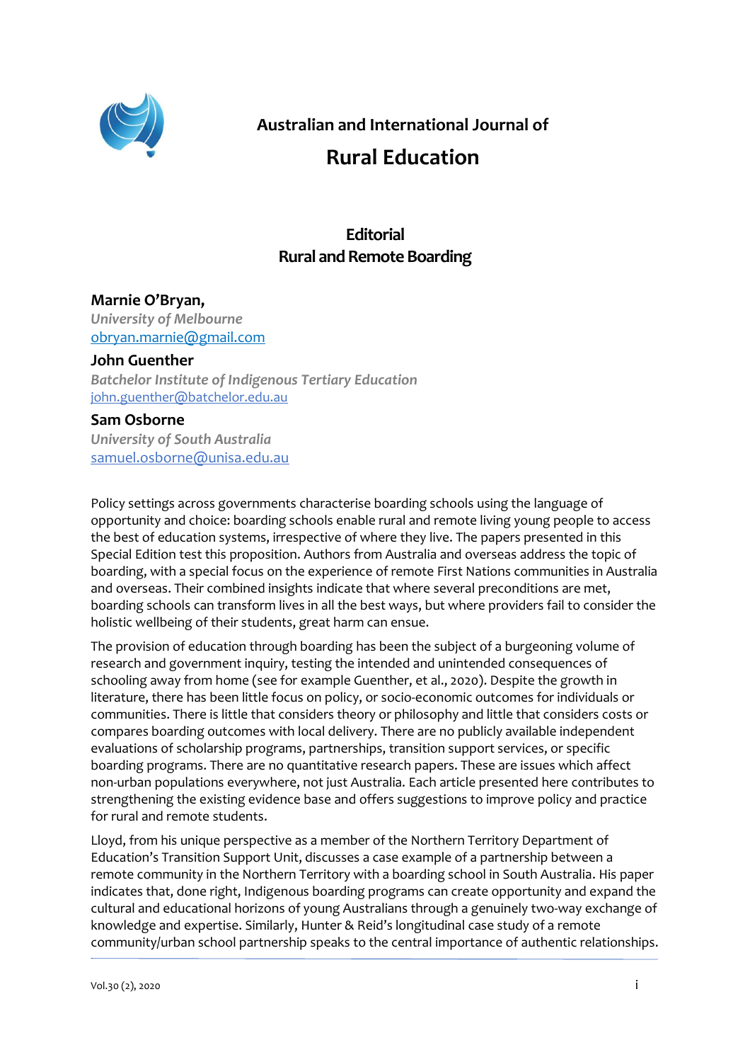Australian and International Journal of

# Rural Education

## Editorial
## Rural and Remote Boarding

**Marnie O'Bryan,**
*University of Melbourne*
obryan.marnie@gmail.com

**John Guenther**
*Batchelor Institute of Indigenous Tertiary Education*
john.guenther@batchelor.edu.au

**Sam Osborne**
*University of South Australia*
samuel.osborne@unisa.edu.au

Policy settings across governments characterise boarding schools using the language of opportunity and choice: boarding schools enable rural and remote living young people to access the best of education systems, irrespective of where they live. The papers presented in this Special Edition test this proposition. Authors from Australia and overseas address the topic of boarding, with a special focus on the experience of remote First Nations communities in Australia and overseas. Their combined insights indicate that where several preconditions are met, boarding schools can transform lives in all the best ways, but where providers fail to consider the holistic wellbeing of their students, great harm can ensue.

The provision of education through boarding has been the subject of a burgeoning volume of research and government inquiry, testing the intended and unintended consequences of schooling away from home (see for example Guenther, et al., 2020). Despite the growth in literature, there has been little focus on policy, or socio-economic outcomes for individuals or communities. There is little that considers theory or philosophy and little that considers costs or compares boarding outcomes with local delivery. There are no publicly available independent evaluations of scholarship programs, partnerships, transition support services, or specific boarding programs. There are no quantitative research papers. These are issues which affect non-urban populations everywhere, not just Australia. Each article presented here contributes to strengthening the existing evidence base and offers suggestions to improve policy and practice for rural and remote students.

Lloyd, from his unique perspective as a member of the Northern Territory Department of Education's Transition Support Unit, discusses a case example of a partnership between a remote community in the Northern Territory with a boarding school in South Australia. His paper indicates that, done right, Indigenous boarding programs can create opportunity and expand the cultural and educational horizons of young Australians through a genuinely two-way exchange of knowledge and expertise. Similarly, Hunter & Reid's longitudinal case study of a remote community/urban school partnership speaks to the central importance of authentic relationships.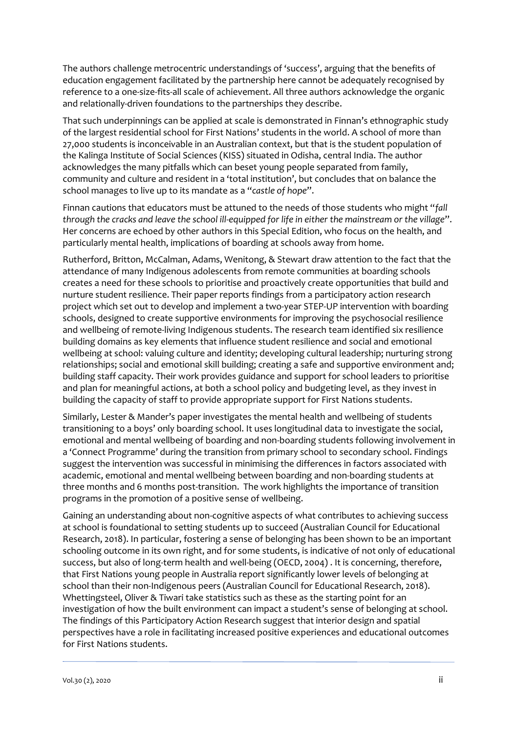The authors challenge metrocentric understandings of 'success', arguing that the benefits of education engagement facilitated by the partnership here cannot be adequately recognised by reference to a one-size-fits-all scale of achievement. All three authors acknowledge the organic and relationally-driven foundations to the partnerships they describe.

That such underpinnings can be applied at scale is demonstrated in Finnan's ethnographic study of the largest residential school for First Nations' students in the world. A school of more than 27,000 students is inconceivable in an Australian context, but that is the student population of the Kalinga Institute of Social Sciences (KISS) situated in Odisha, central India. The author acknowledges the many pitfalls which can beset young people separated from family, community and culture and resident in a 'total institution', but concludes that on balance the school manages to live up to its mandate as a "*castle of hope*".

Finnan cautions that educators must be attuned to the needs of those students who might "*fall through the cracks and leave the school ill-equipped for life in either the mainstream or the village*". Her concerns are echoed by other authors in this Special Edition, who focus on the health, and particularly mental health, implications of boarding at schools away from home.

Rutherford, Britton, McCalman, Adams, Wenitong, & Stewart draw attention to the fact that the attendance of many Indigenous adolescents from remote communities at boarding schools creates a need for these schools to prioritise and proactively create opportunities that build and nurture student resilience. Their paper reports findings from a participatory action research project which set out to develop and implement a two-year STEP-UP intervention with boarding schools, designed to create supportive environments for improving the psychosocial resilience and wellbeing of remote-living Indigenous students. The research team identified six resilience building domains as key elements that influence student resilience and social and emotional wellbeing at school: valuing culture and identity; developing cultural leadership; nurturing strong relationships; social and emotional skill building; creating a safe and supportive environment and; building staff capacity. Their work provides guidance and support for school leaders to prioritise and plan for meaningful actions, at both a school policy and budgeting level, as they invest in building the capacity of staff to provide appropriate support for First Nations students.

Similarly, Lester & Mander's paper investigates the mental health and wellbeing of students transitioning to a boys' only boarding school. It uses longitudinal data to investigate the social, emotional and mental wellbeing of boarding and non-boarding students following involvement in a 'Connect Programme' during the transition from primary school to secondary school. Findings suggest the intervention was successful in minimising the differences in factors associated with academic, emotional and mental wellbeing between boarding and non-boarding students at three months and 6 months post-transition. The work highlights the importance of transition programs in the promotion of a positive sense of wellbeing.

Gaining an understanding about non-cognitive aspects of what contributes to achieving success at school is foundational to setting students up to succeed (Australian Council for Educational Research, 2018). In particular, fostering a sense of belonging has been shown to be an important schooling outcome in its own right, and for some students, is indicative of not only of educational success, but also of long-term health and well-being (OECD, 2004) . It is concerning, therefore, that First Nations young people in Australia report significantly lower levels of belonging at school than their non-Indigenous peers (Australian Council for Educational Research, 2018). Whettingsteel, Oliver & Tiwari take statistics such as these as the starting point for an investigation of how the built environment can impact a student's sense of belonging at school. The findings of this Participatory Action Research suggest that interior design and spatial perspectives have a role in facilitating increased positive experiences and educational outcomes for First Nations students.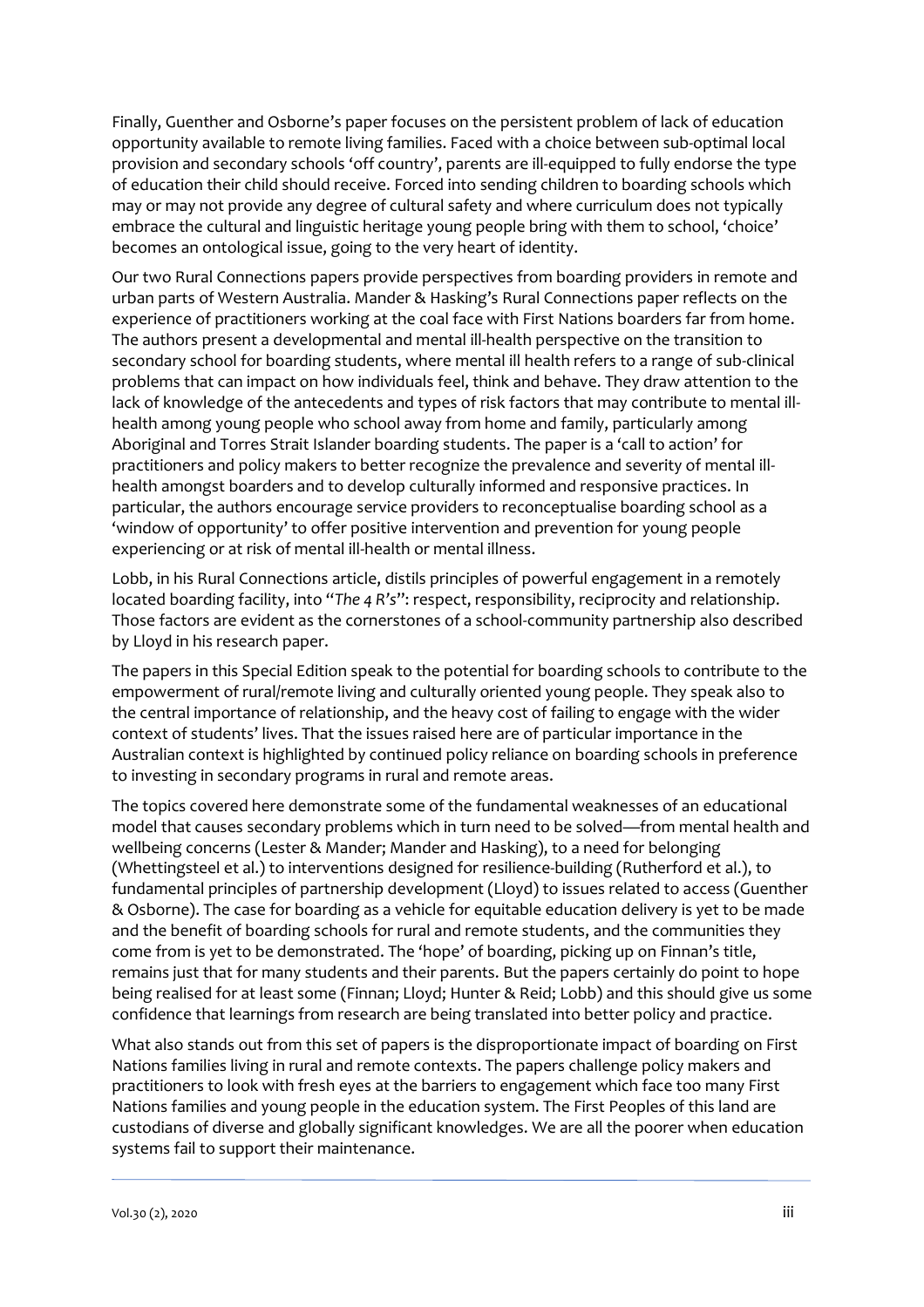Finally, Guenther and Osborne's paper focuses on the persistent problem of lack of education opportunity available to remote living families. Faced with a choice between sub-optimal local provision and secondary schools 'off country', parents are ill-equipped to fully endorse the type of education their child should receive. Forced into sending children to boarding schools which may or may not provide any degree of cultural safety and where curriculum does not typically embrace the cultural and linguistic heritage young people bring with them to school, 'choice' becomes an ontological issue, going to the very heart of identity.

Our two Rural Connections papers provide perspectives from boarding providers in remote and urban parts of Western Australia. Mander & Hasking's Rural Connections paper reflects on the experience of practitioners working at the coal face with First Nations boarders far from home. The authors present a developmental and mental ill-health perspective on the transition to secondary school for boarding students, where mental ill health refers to a range of sub-clinical problems that can impact on how individuals feel, think and behave. They draw attention to the lack of knowledge of the antecedents and types of risk factors that may contribute to mental ill-health among young people who school away from home and family, particularly among Aboriginal and Torres Strait Islander boarding students. The paper is a 'call to action' for practitioners and policy makers to better recognize the prevalence and severity of mental ill-health amongst boarders and to develop culturally informed and responsive practices. In particular, the authors encourage service providers to reconceptualise boarding school as a 'window of opportunity' to offer positive intervention and prevention for young people experiencing or at risk of mental ill-health or mental illness.

Lobb, in his Rural Connections article, distils principles of powerful engagement in a remotely located boarding facility, into "*The 4 R's*": respect, responsibility, reciprocity and relationship. Those factors are evident as the cornerstones of a school-community partnership also described by Lloyd in his research paper.

The papers in this Special Edition speak to the potential for boarding schools to contribute to the empowerment of rural/remote living and culturally oriented young people. They speak also to the central importance of relationship, and the heavy cost of failing to engage with the wider context of students' lives. That the issues raised here are of particular importance in the Australian context is highlighted by continued policy reliance on boarding schools in preference to investing in secondary programs in rural and remote areas.

The topics covered here demonstrate some of the fundamental weaknesses of an educational model that causes secondary problems which in turn need to be solved—from mental health and wellbeing concerns (Lester & Mander; Mander and Hasking), to a need for belonging (Whettingsteel et al.) to interventions designed for resilience-building (Rutherford et al.), to fundamental principles of partnership development (Lloyd) to issues related to access (Guenther & Osborne). The case for boarding as a vehicle for equitable education delivery is yet to be made and the benefit of boarding schools for rural and remote students, and the communities they come from is yet to be demonstrated. The 'hope' of boarding, picking up on Finnan's title, remains just that for many students and their parents. But the papers certainly do point to hope being realised for at least some (Finnan; Lloyd; Hunter & Reid; Lobb) and this should give us some confidence that learnings from research are being translated into better policy and practice.

What also stands out from this set of papers is the disproportionate impact of boarding on First Nations families living in rural and remote contexts. The papers challenge policy makers and practitioners to look with fresh eyes at the barriers to engagement which face too many First Nations families and young people in the education system. The First Peoples of this land are custodians of diverse and globally significant knowledges. We are all the poorer when education systems fail to support their maintenance.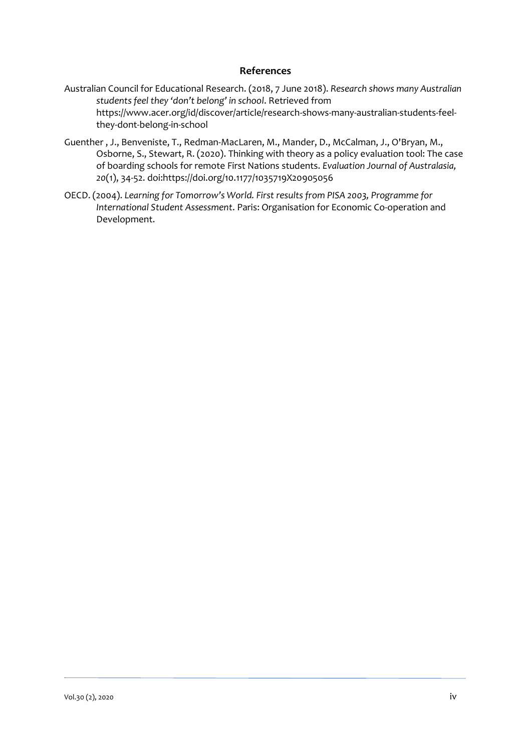## References

Australian Council for Educational Research. (2018, 7 June 2018). *Research shows many Australian students feel they 'don't belong' in school*. Retrieved from https://www.acer.org/id/discover/article/research-shows-many-australian-students-feel-they-dont-belong-in-school

Guenther , J., Benveniste, T., Redman-MacLaren, M., Mander, D., McCalman, J., O'Bryan, M., Osborne, S., Stewart, R. (2020). Thinking with theory as a policy evaluation tool: The case of boarding schools for remote First Nations students. *Evaluation Journal of Australasia, 20*(1), 34-52. doi:https://doi.org/10.1177/1035719X20905056

OECD. (2004). *Learning for Tomorrow's World. First results from PISA 2003, Programme for International Student Assessment*. Paris: Organisation for Economic Co-operation and Development.